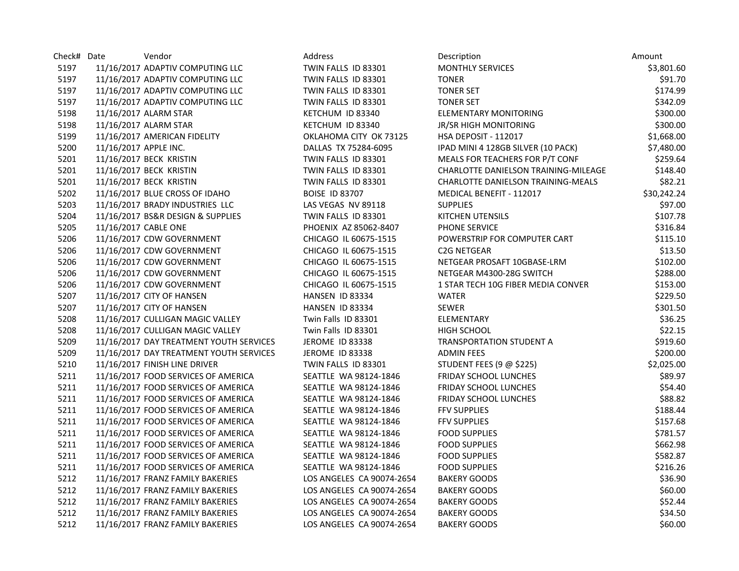| Check# | Date | Vendor | Address | Description | Amount |
|---|---|---|---|---|---|
| 5197 | 11/16/2017 | ADAPTIV COMPUTING LLC | TWIN FALLS ID 83301 | MONTHLY SERVICES | $3,801.60 |
| 5197 | 11/16/2017 | ADAPTIV COMPUTING LLC | TWIN FALLS ID 83301 | TONER | $91.70 |
| 5197 | 11/16/2017 | ADAPTIV COMPUTING LLC | TWIN FALLS ID 83301 | TONER SET | $174.99 |
| 5197 | 11/16/2017 | ADAPTIV COMPUTING LLC | TWIN FALLS ID 83301 | TONER SET | $342.09 |
| 5198 | 11/16/2017 | ALARM STAR | KETCHUM ID 83340 | ELEMENTARY MONITORING | $300.00 |
| 5198 | 11/16/2017 | ALARM STAR | KETCHUM ID 83340 | JR/SR HIGH MONITORING | $300.00 |
| 5199 | 11/16/2017 | AMERICAN FIDELITY | OKLAHOMA CITY OK 73125 | HSA DEPOSIT - 112017 | $1,668.00 |
| 5200 | 11/16/2017 | APPLE INC. | DALLAS TX 75284-6095 | IPAD MINI 4 128GB SILVER (10 PACK) | $7,480.00 |
| 5201 | 11/16/2017 | BECK KRISTIN | TWIN FALLS ID 83301 | MEALS FOR TEACHERS FOR P/T CONF | $259.64 |
| 5201 | 11/16/2017 | BECK KRISTIN | TWIN FALLS ID 83301 | CHARLOTTE DANIELSON TRAINING-MILEAGE | $148.40 |
| 5201 | 11/16/2017 | BECK KRISTIN | TWIN FALLS ID 83301 | CHARLOTTE DANIELSON TRAINING-MEALS | $82.21 |
| 5202 | 11/16/2017 | BLUE CROSS OF IDAHO | BOISE ID 83707 | MEDICAL BENEFIT - 112017 | $30,242.24 |
| 5203 | 11/16/2017 | BRADY INDUSTRIES LLC | LAS VEGAS NV 89118 | SUPPLIES | $97.00 |
| 5204 | 11/16/2017 | BS&R DESIGN & SUPPLIES | TWIN FALLS ID 83301 | KITCHEN UTENSILS | $107.78 |
| 5205 | 11/16/2017 | CABLE ONE | PHOENIX AZ 85062-8407 | PHONE SERVICE | $316.84 |
| 5206 | 11/16/2017 | CDW GOVERNMENT | CHICAGO IL 60675-1515 | POWERSTRIP FOR COMPUTER CART | $115.10 |
| 5206 | 11/16/2017 | CDW GOVERNMENT | CHICAGO IL 60675-1515 | C2G NETGEAR | $13.50 |
| 5206 | 11/16/2017 | CDW GOVERNMENT | CHICAGO IL 60675-1515 | NETGEAR PROSAFT 10GBASE-LRM | $102.00 |
| 5206 | 11/16/2017 | CDW GOVERNMENT | CHICAGO IL 60675-1515 | NETGEAR M4300-28G SWITCH | $288.00 |
| 5206 | 11/16/2017 | CDW GOVERNMENT | CHICAGO IL 60675-1515 | 1 STAR TECH 10G FIBER MEDIA CONVER | $153.00 |
| 5207 | 11/16/2017 | CITY OF HANSEN | HANSEN ID 83334 | WATER | $229.50 |
| 5207 | 11/16/2017 | CITY OF HANSEN | HANSEN ID 83334 | SEWER | $301.50 |
| 5208 | 11/16/2017 | CULLIGAN MAGIC VALLEY | Twin Falls ID 83301 | ELEMENTARY | $36.25 |
| 5208 | 11/16/2017 | CULLIGAN MAGIC VALLEY | Twin Falls ID 83301 | HIGH SCHOOL | $22.15 |
| 5209 | 11/16/2017 | DAY TREATMENT YOUTH SERVICES | JEROME ID 83338 | TRANSPORTATION STUDENT A | $919.60 |
| 5209 | 11/16/2017 | DAY TREATMENT YOUTH SERVICES | JEROME ID 83338 | ADMIN FEES | $200.00 |
| 5210 | 11/16/2017 | FINISH LINE DRIVER | TWIN FALLS ID 83301 | STUDENT FEES (9 @ $225) | $2,025.00 |
| 5211 | 11/16/2017 | FOOD SERVICES OF AMERICA | SEATTLE WA 98124-1846 | FRIDAY SCHOOL LUNCHES | $89.97 |
| 5211 | 11/16/2017 | FOOD SERVICES OF AMERICA | SEATTLE WA 98124-1846 | FRIDAY SCHOOL LUNCHES | $54.40 |
| 5211 | 11/16/2017 | FOOD SERVICES OF AMERICA | SEATTLE WA 98124-1846 | FRIDAY SCHOOL LUNCHES | $88.82 |
| 5211 | 11/16/2017 | FOOD SERVICES OF AMERICA | SEATTLE WA 98124-1846 | FFV SUPPLIES | $188.44 |
| 5211 | 11/16/2017 | FOOD SERVICES OF AMERICA | SEATTLE WA 98124-1846 | FFV SUPPLIES | $157.68 |
| 5211 | 11/16/2017 | FOOD SERVICES OF AMERICA | SEATTLE WA 98124-1846 | FOOD SUPPLIES | $781.57 |
| 5211 | 11/16/2017 | FOOD SERVICES OF AMERICA | SEATTLE WA 98124-1846 | FOOD SUPPLIES | $662.98 |
| 5211 | 11/16/2017 | FOOD SERVICES OF AMERICA | SEATTLE WA 98124-1846 | FOOD SUPPLIES | $582.87 |
| 5211 | 11/16/2017 | FOOD SERVICES OF AMERICA | SEATTLE WA 98124-1846 | FOOD SUPPLIES | $216.26 |
| 5212 | 11/16/2017 | FRANZ FAMILY BAKERIES | LOS ANGELES CA 90074-2654 | BAKERY GOODS | $36.90 |
| 5212 | 11/16/2017 | FRANZ FAMILY BAKERIES | LOS ANGELES CA 90074-2654 | BAKERY GOODS | $60.00 |
| 5212 | 11/16/2017 | FRANZ FAMILY BAKERIES | LOS ANGELES CA 90074-2654 | BAKERY GOODS | $52.44 |
| 5212 | 11/16/2017 | FRANZ FAMILY BAKERIES | LOS ANGELES CA 90074-2654 | BAKERY GOODS | $34.50 |
| 5212 | 11/16/2017 | FRANZ FAMILY BAKERIES | LOS ANGELES CA 90074-2654 | BAKERY GOODS | $60.00 |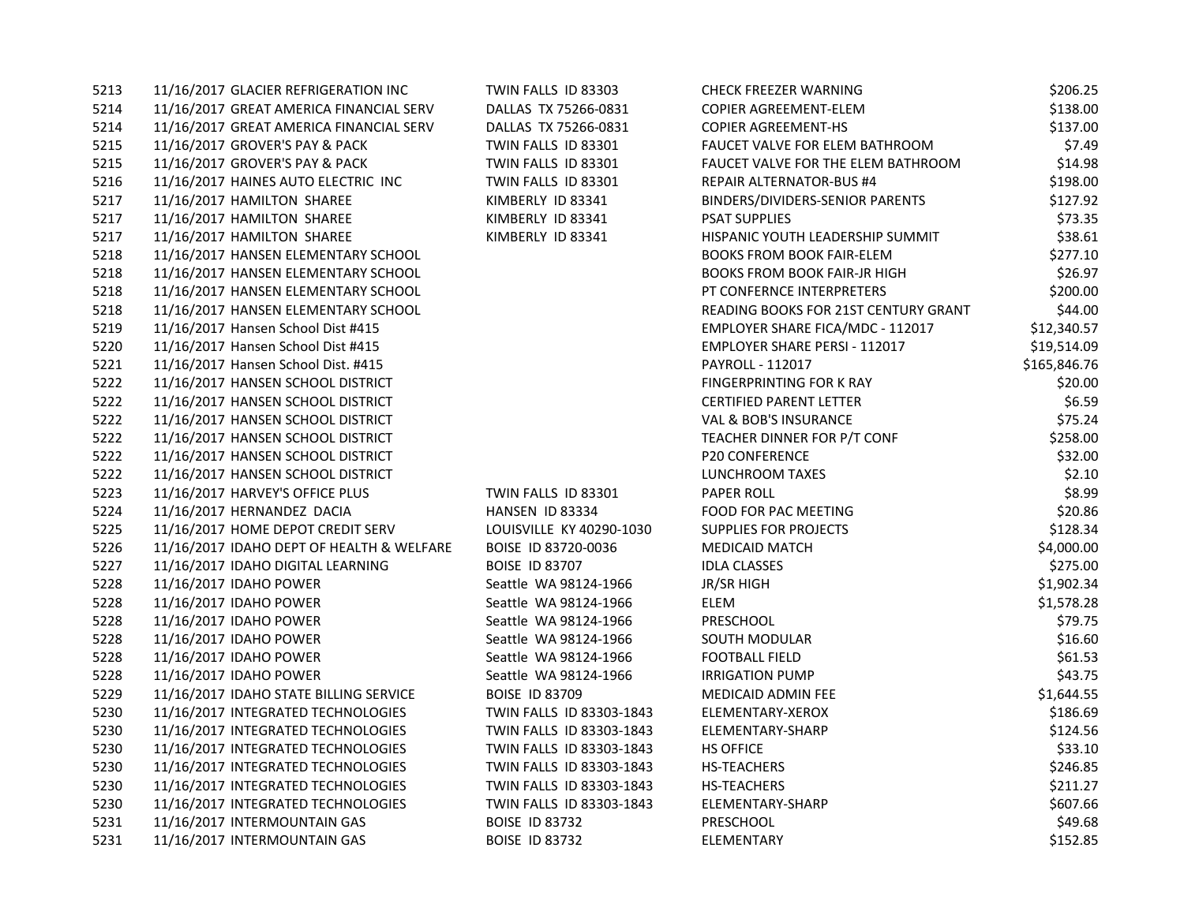| | | | | | |
|---|---|---|---|---|---|
| 5213 | 11/16/2017 | GLACIER REFRIGERATION INC | TWIN FALLS ID 83303 | CHECK FREEZER WARNING | $206.25 |
| 5214 | 11/16/2017 | GREAT AMERICA FINANCIAL SERV | DALLAS TX 75266-0831 | COPIER AGREEMENT-ELEM | $138.00 |
| 5214 | 11/16/2017 | GREAT AMERICA FINANCIAL SERV | DALLAS TX 75266-0831 | COPIER AGREEMENT-HS | $137.00 |
| 5215 | 11/16/2017 | GROVER'S PAY & PACK | TWIN FALLS ID 83301 | FAUCET VALVE FOR ELEM BATHROOM | $7.49 |
| 5215 | 11/16/2017 | GROVER'S PAY & PACK | TWIN FALLS ID 83301 | FAUCET VALVE FOR THE ELEM BATHROOM | $14.98 |
| 5216 | 11/16/2017 | HAINES AUTO ELECTRIC INC | TWIN FALLS ID 83301 | REPAIR ALTERNATOR-BUS #4 | $198.00 |
| 5217 | 11/16/2017 | HAMILTON SHAREE | KIMBERLY ID 83341 | BINDERS/DIVIDERS-SENIOR PARENTS | $127.92 |
| 5217 | 11/16/2017 | HAMILTON SHAREE | KIMBERLY ID 83341 | PSAT SUPPLIES | $73.35 |
| 5217 | 11/16/2017 | HAMILTON SHAREE | KIMBERLY ID 83341 | HISPANIC YOUTH LEADERSHIP SUMMIT | $38.61 |
| 5218 | 11/16/2017 | HANSEN ELEMENTARY SCHOOL | | BOOKS FROM BOOK FAIR-ELEM | $277.10 |
| 5218 | 11/16/2017 | HANSEN ELEMENTARY SCHOOL | | BOOKS FROM BOOK FAIR-JR HIGH | $26.97 |
| 5218 | 11/16/2017 | HANSEN ELEMENTARY SCHOOL | | PT CONFERNCE INTERPRETERS | $200.00 |
| 5218 | 11/16/2017 | HANSEN ELEMENTARY SCHOOL | | READING BOOKS FOR 21ST CENTURY GRANT | $44.00 |
| 5219 | 11/16/2017 | Hansen School Dist #415 | | EMPLOYER SHARE FICA/MDC - 112017 | $12,340.57 |
| 5220 | 11/16/2017 | Hansen School Dist #415 | | EMPLOYER SHARE PERSI - 112017 | $19,514.09 |
| 5221 | 11/16/2017 | Hansen School Dist. #415 | | PAYROLL - 112017 | $165,846.76 |
| 5222 | 11/16/2017 | HANSEN SCHOOL DISTRICT | | FINGERPRINTING FOR K RAY | $20.00 |
| 5222 | 11/16/2017 | HANSEN SCHOOL DISTRICT | | CERTIFIED PARENT LETTER | $6.59 |
| 5222 | 11/16/2017 | HANSEN SCHOOL DISTRICT | | VAL & BOB'S INSURANCE | $75.24 |
| 5222 | 11/16/2017 | HANSEN SCHOOL DISTRICT | | TEACHER DINNER FOR P/T CONF | $258.00 |
| 5222 | 11/16/2017 | HANSEN SCHOOL DISTRICT | | P20 CONFERENCE | $32.00 |
| 5222 | 11/16/2017 | HANSEN SCHOOL DISTRICT | | LUNCHROOM TAXES | $2.10 |
| 5223 | 11/16/2017 | HARVEY'S OFFICE PLUS | TWIN FALLS ID 83301 | PAPER ROLL | $8.99 |
| 5224 | 11/16/2017 | HERNANDEZ DACIA | HANSEN ID 83334 | FOOD FOR PAC MEETING | $20.86 |
| 5225 | 11/16/2017 | HOME DEPOT CREDIT SERV | LOUISVILLE KY 40290-1030 | SUPPLIES FOR PROJECTS | $128.34 |
| 5226 | 11/16/2017 | IDAHO DEPT OF HEALTH & WELFARE | BOISE ID 83720-0036 | MEDICAID MATCH | $4,000.00 |
| 5227 | 11/16/2017 | IDAHO DIGITAL LEARNING | BOISE ID 83707 | IDLA CLASSES | $275.00 |
| 5228 | 11/16/2017 | IDAHO POWER | Seattle WA 98124-1966 | JR/SR HIGH | $1,902.34 |
| 5228 | 11/16/2017 | IDAHO POWER | Seattle WA 98124-1966 | ELEM | $1,578.28 |
| 5228 | 11/16/2017 | IDAHO POWER | Seattle WA 98124-1966 | PRESCHOOL | $79.75 |
| 5228 | 11/16/2017 | IDAHO POWER | Seattle WA 98124-1966 | SOUTH MODULAR | $16.60 |
| 5228 | 11/16/2017 | IDAHO POWER | Seattle WA 98124-1966 | FOOTBALL FIELD | $61.53 |
| 5228 | 11/16/2017 | IDAHO POWER | Seattle WA 98124-1966 | IRRIGATION PUMP | $43.75 |
| 5229 | 11/16/2017 | IDAHO STATE BILLING SERVICE | BOISE ID 83709 | MEDICAID ADMIN FEE | $1,644.55 |
| 5230 | 11/16/2017 | INTEGRATED TECHNOLOGIES | TWIN FALLS ID 83303-1843 | ELEMENTARY-XEROX | $186.69 |
| 5230 | 11/16/2017 | INTEGRATED TECHNOLOGIES | TWIN FALLS ID 83303-1843 | ELEMENTARY-SHARP | $124.56 |
| 5230 | 11/16/2017 | INTEGRATED TECHNOLOGIES | TWIN FALLS ID 83303-1843 | HS OFFICE | $33.10 |
| 5230 | 11/16/2017 | INTEGRATED TECHNOLOGIES | TWIN FALLS ID 83303-1843 | HS-TEACHERS | $246.85 |
| 5230 | 11/16/2017 | INTEGRATED TECHNOLOGIES | TWIN FALLS ID 83303-1843 | HS-TEACHERS | $211.27 |
| 5230 | 11/16/2017 | INTEGRATED TECHNOLOGIES | TWIN FALLS ID 83303-1843 | ELEMENTARY-SHARP | $607.66 |
| 5231 | 11/16/2017 | INTERMOUNTAIN GAS | BOISE ID 83732 | PRESCHOOL | $49.68 |
| 5231 | 11/16/2017 | INTERMOUNTAIN GAS | BOISE ID 83732 | ELEMENTARY | $152.85 |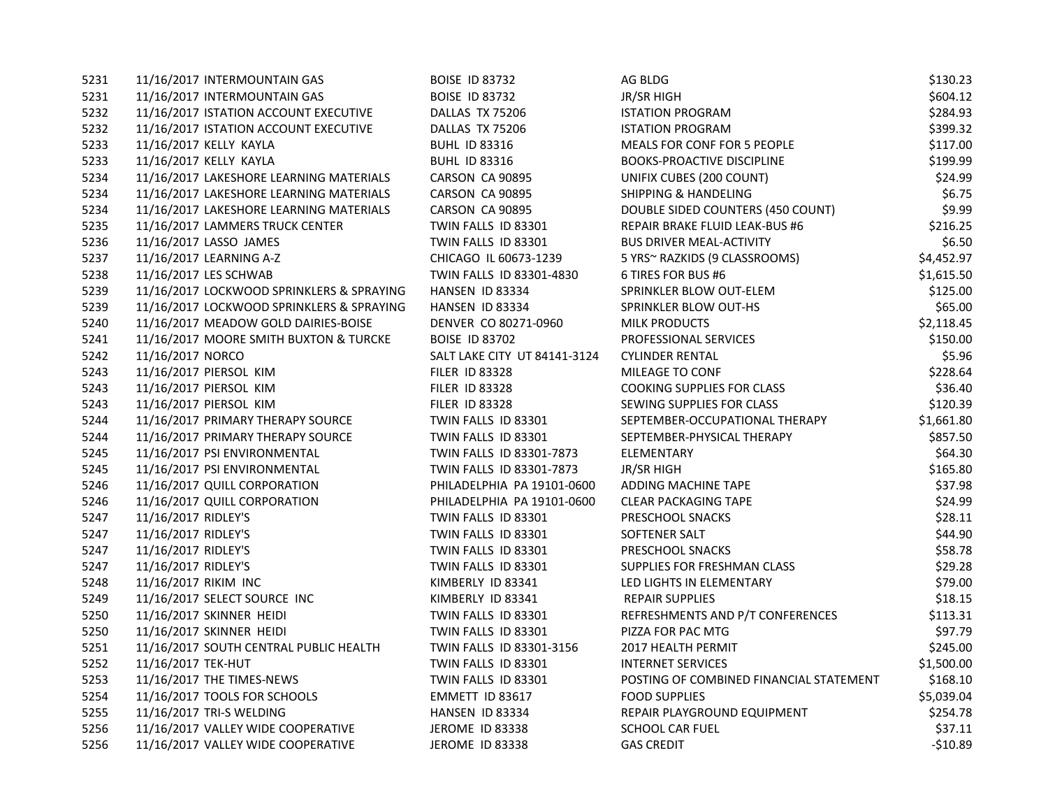| | | | | | |
|---|---|---|---|---|---|
| 5231 | 11/16/2017 | INTERMOUNTAIN GAS | BOISE ID 83732 | AG BLDG | $130.23 |
| 5231 | 11/16/2017 | INTERMOUNTAIN GAS | BOISE ID 83732 | JR/SR HIGH | $604.12 |
| 5232 | 11/16/2017 | ISTATION ACCOUNT EXECUTIVE | DALLAS TX 75206 | ISTATION PROGRAM | $284.93 |
| 5232 | 11/16/2017 | ISTATION ACCOUNT EXECUTIVE | DALLAS TX 75206 | ISTATION PROGRAM | $399.32 |
| 5233 | 11/16/2017 | KELLY KAYLA | BUHL ID 83316 | MEALS FOR CONF FOR 5 PEOPLE | $117.00 |
| 5233 | 11/16/2017 | KELLY KAYLA | BUHL ID 83316 | BOOKS-PROACTIVE DISCIPLINE | $199.99 |
| 5234 | 11/16/2017 | LAKESHORE LEARNING MATERIALS | CARSON CA 90895 | UNIFIX CUBES (200 COUNT) | $24.99 |
| 5234 | 11/16/2017 | LAKESHORE LEARNING MATERIALS | CARSON CA 90895 | SHIPPING & HANDELING | $6.75 |
| 5234 | 11/16/2017 | LAKESHORE LEARNING MATERIALS | CARSON CA 90895 | DOUBLE SIDED COUNTERS (450 COUNT) | $9.99 |
| 5235 | 11/16/2017 | LAMMERS TRUCK CENTER | TWIN FALLS ID 83301 | REPAIR BRAKE FLUID LEAK-BUS #6 | $216.25 |
| 5236 | 11/16/2017 | LASSO JAMES | TWIN FALLS ID 83301 | BUS DRIVER MEAL-ACTIVITY | $6.50 |
| 5237 | 11/16/2017 | LEARNING A-Z | CHICAGO IL 60673-1239 | 5 YRS~ RAZKIDS (9 CLASSROOMS) | $4,452.97 |
| 5238 | 11/16/2017 | LES SCHWAB | TWIN FALLS ID 83301-4830 | 6 TIRES FOR BUS #6 | $1,615.50 |
| 5239 | 11/16/2017 | LOCKWOOD SPRINKLERS & SPRAYING | HANSEN ID 83334 | SPRINKLER BLOW OUT-ELEM | $125.00 |
| 5239 | 11/16/2017 | LOCKWOOD SPRINKLERS & SPRAYING | HANSEN ID 83334 | SPRINKLER BLOW OUT-HS | $65.00 |
| 5240 | 11/16/2017 | MEADOW GOLD DAIRIES-BOISE | DENVER CO 80271-0960 | MILK PRODUCTS | $2,118.45 |
| 5241 | 11/16/2017 | MOORE SMITH BUXTON & TURCKE | BOISE ID 83702 | PROFESSIONAL SERVICES | $150.00 |
| 5242 | 11/16/2017 | NORCO | SALT LAKE CITY UT 84141-3124 | CYLINDER RENTAL | $5.96 |
| 5243 | 11/16/2017 | PIERSOL KIM | FILER ID 83328 | MILEAGE TO CONF | $228.64 |
| 5243 | 11/16/2017 | PIERSOL KIM | FILER ID 83328 | COOKING SUPPLIES FOR CLASS | $36.40 |
| 5243 | 11/16/2017 | PIERSOL KIM | FILER ID 83328 | SEWING SUPPLIES FOR CLASS | $120.39 |
| 5244 | 11/16/2017 | PRIMARY THERAPY SOURCE | TWIN FALLS ID 83301 | SEPTEMBER-OCCUPATIONAL THERAPY | $1,661.80 |
| 5244 | 11/16/2017 | PRIMARY THERAPY SOURCE | TWIN FALLS ID 83301 | SEPTEMBER-PHYSICAL THERAPY | $857.50 |
| 5245 | 11/16/2017 | PSI ENVIRONMENTAL | TWIN FALLS ID 83301-7873 | ELEMENTARY | $64.30 |
| 5245 | 11/16/2017 | PSI ENVIRONMENTAL | TWIN FALLS ID 83301-7873 | JR/SR HIGH | $165.80 |
| 5246 | 11/16/2017 | QUILL CORPORATION | PHILADELPHIA PA 19101-0600 | ADDING MACHINE TAPE | $37.98 |
| 5246 | 11/16/2017 | QUILL CORPORATION | PHILADELPHIA PA 19101-0600 | CLEAR PACKAGING TAPE | $24.99 |
| 5247 | 11/16/2017 | RIDLEY'S | TWIN FALLS ID 83301 | PRESCHOOL SNACKS | $28.11 |
| 5247 | 11/16/2017 | RIDLEY'S | TWIN FALLS ID 83301 | SOFTENER SALT | $44.90 |
| 5247 | 11/16/2017 | RIDLEY'S | TWIN FALLS ID 83301 | PRESCHOOL SNACKS | $58.78 |
| 5247 | 11/16/2017 | RIDLEY'S | TWIN FALLS ID 83301 | SUPPLIES FOR FRESHMAN CLASS | $29.28 |
| 5248 | 11/16/2017 | RIKIM INC | KIMBERLY ID 83341 | LED LIGHTS IN ELEMENTARY | $79.00 |
| 5249 | 11/16/2017 | SELECT SOURCE INC | KIMBERLY ID 83341 | REPAIR SUPPLIES | $18.15 |
| 5250 | 11/16/2017 | SKINNER HEIDI | TWIN FALLS ID 83301 | REFRESHMENTS AND P/T CONFERENCES | $113.31 |
| 5250 | 11/16/2017 | SKINNER HEIDI | TWIN FALLS ID 83301 | PIZZA FOR PAC MTG | $97.79 |
| 5251 | 11/16/2017 | SOUTH CENTRAL PUBLIC HEALTH | TWIN FALLS ID 83301-3156 | 2017 HEALTH PERMIT | $245.00 |
| 5252 | 11/16/2017 | TEK-HUT | TWIN FALLS ID 83301 | INTERNET SERVICES | $1,500.00 |
| 5253 | 11/16/2017 | THE TIMES-NEWS | TWIN FALLS ID 83301 | POSTING OF COMBINED FINANCIAL STATEMENT | $168.10 |
| 5254 | 11/16/2017 | TOOLS FOR SCHOOLS | EMMETT ID 83617 | FOOD SUPPLIES | $5,039.04 |
| 5255 | 11/16/2017 | TRI-S WELDING | HANSEN ID 83334 | REPAIR PLAYGROUND EQUIPMENT | $254.78 |
| 5256 | 11/16/2017 | VALLEY WIDE COOPERATIVE | JEROME ID 83338 | SCHOOL CAR FUEL | $37.11 |
| 5256 | 11/16/2017 | VALLEY WIDE COOPERATIVE | JEROME ID 83338 | GAS CREDIT | -$10.89 |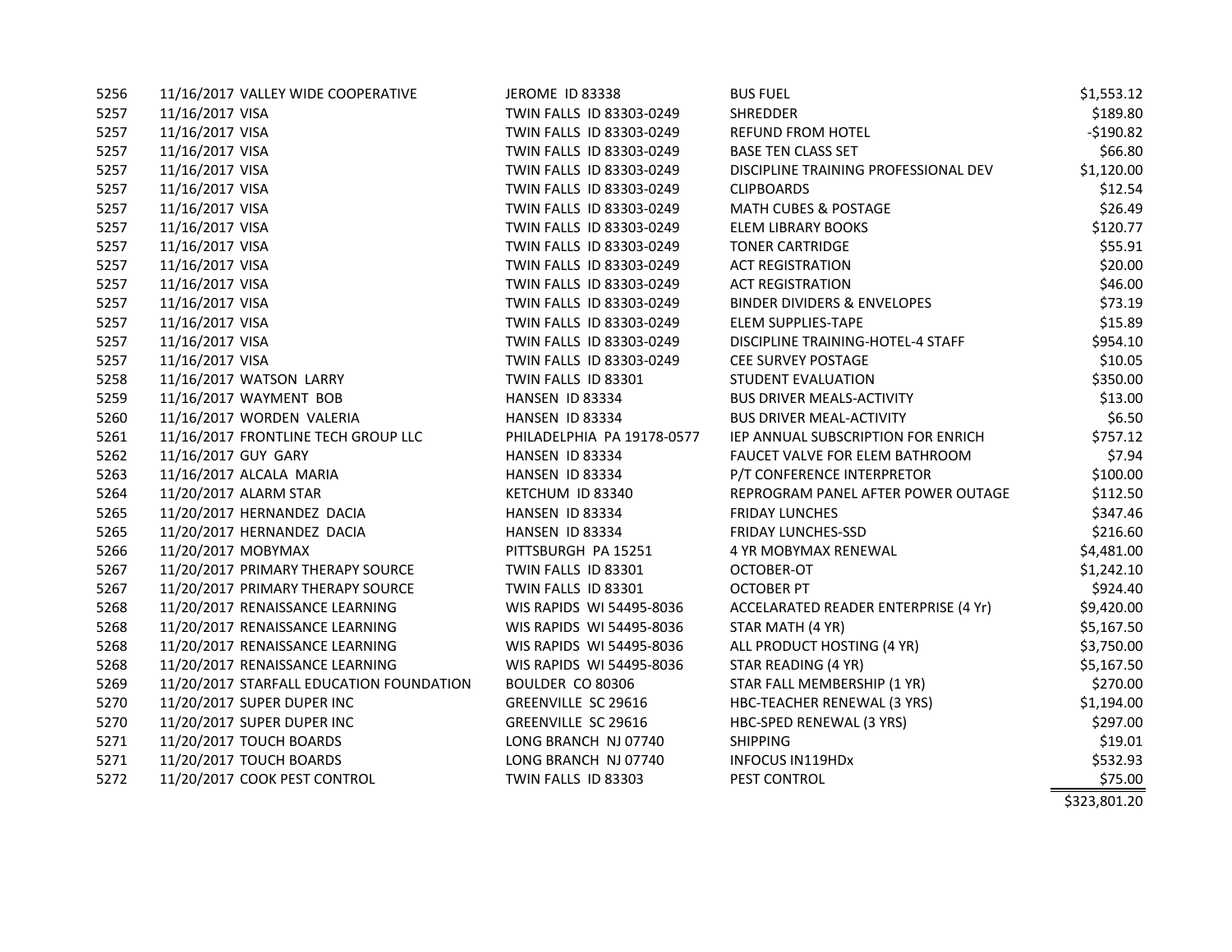| | | | | | |
|---|---|---|---|---|---|
| 5256 | 11/16/2017 | VALLEY WIDE COOPERATIVE | JEROME ID 83338 | BUS FUEL | $1,553.12 |
| 5257 | 11/16/2017 | VISA | TWIN FALLS ID 83303-0249 | SHREDDER | $189.80 |
| 5257 | 11/16/2017 | VISA | TWIN FALLS ID 83303-0249 | REFUND FROM HOTEL | -$190.82 |
| 5257 | 11/16/2017 | VISA | TWIN FALLS ID 83303-0249 | BASE TEN CLASS SET | $66.80 |
| 5257 | 11/16/2017 | VISA | TWIN FALLS ID 83303-0249 | DISCIPLINE TRAINING PROFESSIONAL DEV | $1,120.00 |
| 5257 | 11/16/2017 | VISA | TWIN FALLS ID 83303-0249 | CLIPBOARDS | $12.54 |
| 5257 | 11/16/2017 | VISA | TWIN FALLS ID 83303-0249 | MATH CUBES & POSTAGE | $26.49 |
| 5257 | 11/16/2017 | VISA | TWIN FALLS ID 83303-0249 | ELEM LIBRARY BOOKS | $120.77 |
| 5257 | 11/16/2017 | VISA | TWIN FALLS ID 83303-0249 | TONER CARTRIDGE | $55.91 |
| 5257 | 11/16/2017 | VISA | TWIN FALLS ID 83303-0249 | ACT REGISTRATION | $20.00 |
| 5257 | 11/16/2017 | VISA | TWIN FALLS ID 83303-0249 | ACT REGISTRATION | $46.00 |
| 5257 | 11/16/2017 | VISA | TWIN FALLS ID 83303-0249 | BINDER DIVIDERS & ENVELOPES | $73.19 |
| 5257 | 11/16/2017 | VISA | TWIN FALLS ID 83303-0249 | ELEM SUPPLIES-TAPE | $15.89 |
| 5257 | 11/16/2017 | VISA | TWIN FALLS ID 83303-0249 | DISCIPLINE TRAINING-HOTEL-4 STAFF | $954.10 |
| 5257 | 11/16/2017 | VISA | TWIN FALLS ID 83303-0249 | CEE SURVEY POSTAGE | $10.05 |
| 5258 | 11/16/2017 | WATSON LARRY | TWIN FALLS ID 83301 | STUDENT EVALUATION | $350.00 |
| 5259 | 11/16/2017 | WAYMENT BOB | HANSEN ID 83334 | BUS DRIVER MEALS-ACTIVITY | $13.00 |
| 5260 | 11/16/2017 | WORDEN VALERIA | HANSEN ID 83334 | BUS DRIVER MEAL-ACTIVITY | $6.50 |
| 5261 | 11/16/2017 | FRONTLINE TECH GROUP LLC | PHILADELPHIA PA 19178-0577 | IEP ANNUAL SUBSCRIPTION FOR ENRICH | $757.12 |
| 5262 | 11/16/2017 | GUY GARY | HANSEN ID 83334 | FAUCET VALVE FOR ELEM BATHROOM | $7.94 |
| 5263 | 11/16/2017 | ALCALA MARIA | HANSEN ID 83334 | P/T CONFERENCE INTERPRETOR | $100.00 |
| 5264 | 11/20/2017 | ALARM STAR | KETCHUM ID 83340 | REPROGRAM PANEL AFTER POWER OUTAGE | $112.50 |
| 5265 | 11/20/2017 | HERNANDEZ DACIA | HANSEN ID 83334 | FRIDAY LUNCHES | $347.46 |
| 5265 | 11/20/2017 | HERNANDEZ DACIA | HANSEN ID 83334 | FRIDAY LUNCHES-SSD | $216.60 |
| 5266 | 11/20/2017 | MOBYMAX | PITTSBURGH PA 15251 | 4 YR MOBYMAX RENEWAL | $4,481.00 |
| 5267 | 11/20/2017 | PRIMARY THERAPY SOURCE | TWIN FALLS ID 83301 | OCTOBER-OT | $1,242.10 |
| 5267 | 11/20/2017 | PRIMARY THERAPY SOURCE | TWIN FALLS ID 83301 | OCTOBER PT | $924.40 |
| 5268 | 11/20/2017 | RENAISSANCE LEARNING | WIS RAPIDS WI 54495-8036 | ACCELARATED READER ENTERPRISE (4 Yr) | $9,420.00 |
| 5268 | 11/20/2017 | RENAISSANCE LEARNING | WIS RAPIDS WI 54495-8036 | STAR MATH (4 YR) | $5,167.50 |
| 5268 | 11/20/2017 | RENAISSANCE LEARNING | WIS RAPIDS WI 54495-8036 | ALL PRODUCT HOSTING (4 YR) | $3,750.00 |
| 5268 | 11/20/2017 | RENAISSANCE LEARNING | WIS RAPIDS WI 54495-8036 | STAR READING (4 YR) | $5,167.50 |
| 5269 | 11/20/2017 | STARFALL EDUCATION FOUNDATION | BOULDER CO 80306 | STAR FALL MEMBERSHIP (1 YR) | $270.00 |
| 5270 | 11/20/2017 | SUPER DUPER INC | GREENVILLE SC 29616 | HBC-TEACHER RENEWAL (3 YRS) | $1,194.00 |
| 5270 | 11/20/2017 | SUPER DUPER INC | GREENVILLE SC 29616 | HBC-SPED RENEWAL (3 YRS) | $297.00 |
| 5271 | 11/20/2017 | TOUCH BOARDS | LONG BRANCH NJ 07740 | SHIPPING | $19.01 |
| 5271 | 11/20/2017 | TOUCH BOARDS | LONG BRANCH NJ 07740 | INFOCUS IN119HDx | $532.93 |
| 5272 | 11/20/2017 | COOK PEST CONTROL | TWIN FALLS ID 83303 | PEST CONTROL | $75.00 |
| | | | | | $323,801.20 |